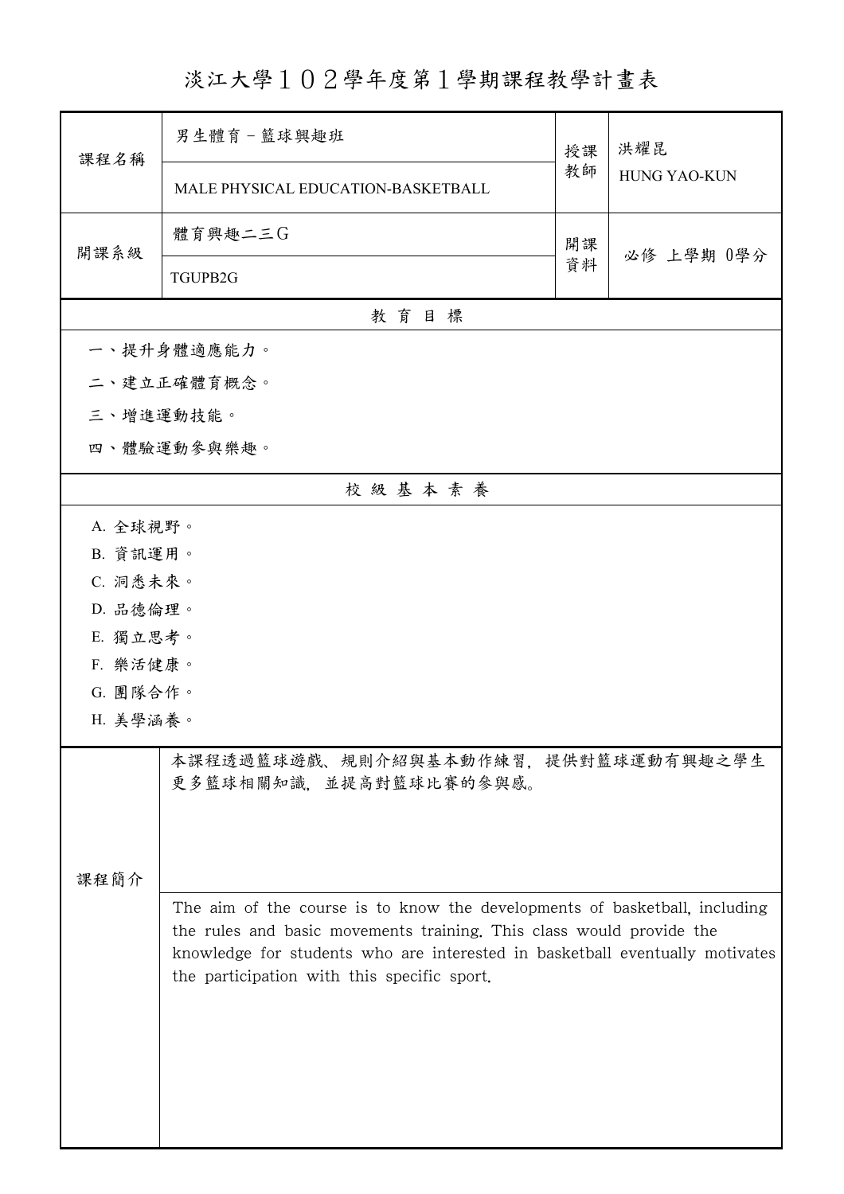# 淡江大學１０２學年度第１學期課程教學計畫表

| 課程名稱 | 男生體育－籃球與趣班 | 授課教師 | 洪耀昆 |
|---|---|---|---|
| | MALE PHYSICAL EDUCATION-BASKETBALL | | HUNG YAO-KUN |
| 開課系級 | 體育興趣二三G | 開課資料 | 必修 上學期 0學分 |
| | TGUPB2G | | |

## 教 育 目 標

一、提升身體適應能力。

二、建立正確體育概念。

三、增進運動技能。

四、體驗運動參與樂趣。

## 校 級 基 本 素 養

A. 全球視野。

B. 資訊運用。

C. 洞悉未來。

D. 品德倫理。

E. 獨立思考。

F. 樂活健康。

G. 團隊合作。

H. 美學涵養。

## 課程簡介

本課程透過籃球遊戲、規則介紹與基本動作練習，提供對籃球運動有興趣之學生更多籃球相關知識，並提高對籃球比賽的參與感。

The aim of the course is to know the developments of basketball, including the rules and basic movements training. This class would provide the knowledge for students who are interested in basketball eventually motivates the participation with this specific sport.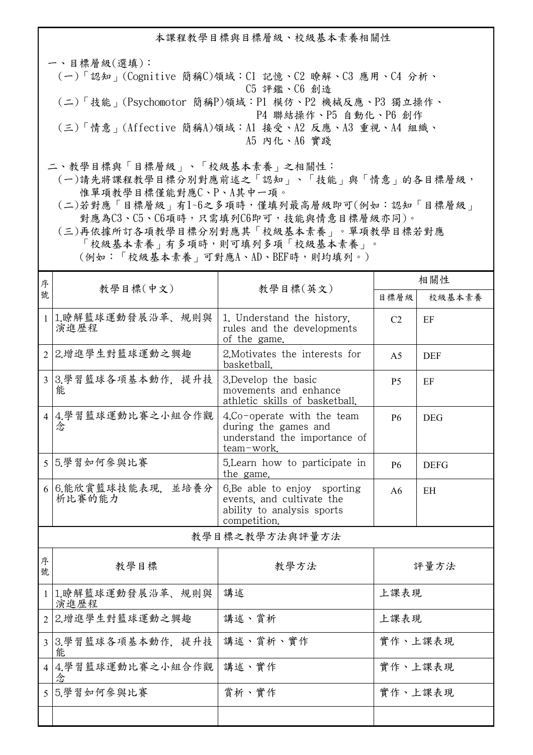## 本課程教學目標與目標層級、校級基本素養相關性

一、目標層級(選填)：

(一)「認知」(Cognitive 簡稱C)領域：C1 記憶、C2 瞭解、C3 應用、C4 分析、C5 評鑑、C6 創造

(二)「技能」(Psychomotor 簡稱P)領域：P1 模仿、P2 機械反應、P3 獨立操作、P4 聯結操作、P5 自動化、P6 創作

(三)「情意」(Affective 簡稱A)領域：A1 接受、A2 反應、A3 重視、A4 組織、A5 內化、A6 實踐

二、教學目標與「目標層級」、「校級基本素養」之相關性：

(一)請先將課程教學目標分別對應前述之「認知」、「技能」與「情意」的各目標層級，惟單項教學目標僅能對應C、P、A其中一項。

(二)若對應「目標層級」有1~6之多項時，僅填列最高層級即可(例如：認知「目標層級」對應為C3、C5、C6項時，只需填列C6即可，技能與情意目標層級亦同)。

(三)再依據所訂各項教學目標分別對應其「校級基本素養」。單項教學目標若對應「校級基本素養」有多項時，則可填列多項「校級基本素養」。(例如：「校級基本素養」可對應A、AD、BEF時，則均填列。)

| 序號 | 教學目標(中文) | 教學目標(英文) | 相關性 | |
|---|---|---|---|---|
| | | | 目標層級 | 校級基本素養 |
| 1 | 1.瞭解籃球運動發展沿革、規則與演進歷程 | 1. Understand the history, rules and the developments of the game. | C2 | EF |
| 2 | 2.增進學生對籃球運動之興趣 | 2.Motivates the interests for basketball. | A5 | DEF |
| 3 | 3.學習籃球各項基本動作，提升技能 | 3.Develop the basic movements and enhance athletic skills of basketball. | P5 | EF |
| 4 | 4.學習籃球運動比賽之小組合作觀念 | 4.Co-operate with the team during the games and understand the importance of team-work. | P6 | DEG |
| 5 | 5.學習如何參與比賽 | 5.Learn how to participate in the game. | P6 | DEFG |
| 6 | 6.能欣賞籃球技能表現，並培養分析比賽的能力 | 6.Be able to enjoy sporting events, and cultivate the ability to analysis sports competition. | A6 | EH |

## 教學目標之教學方法與評量方法

| 序號 | 教學目標 | 教學方法 | 評量方法 |
|---|---|---|---|
| 1 | 1.瞭解籃球運動發展沿革、規則與演進歷程 | 講述 | 上課表現 |
| 2 | 2.增進學生對籃球運動之興趣 | 講述、賞析 | 上課表現 |
| 3 | 3.學習籃球各項基本動作，提升技能 | 講述、賞析、實作 | 實作、上課表現 |
| 4 | 4.學習籃球運動比賽之小組合作觀念 | 講述、實作 | 實作、上課表現 |
| 5 | 5.學習如何參與比賽 | 賞析、實作 | 實作、上課表現 |
| | | | |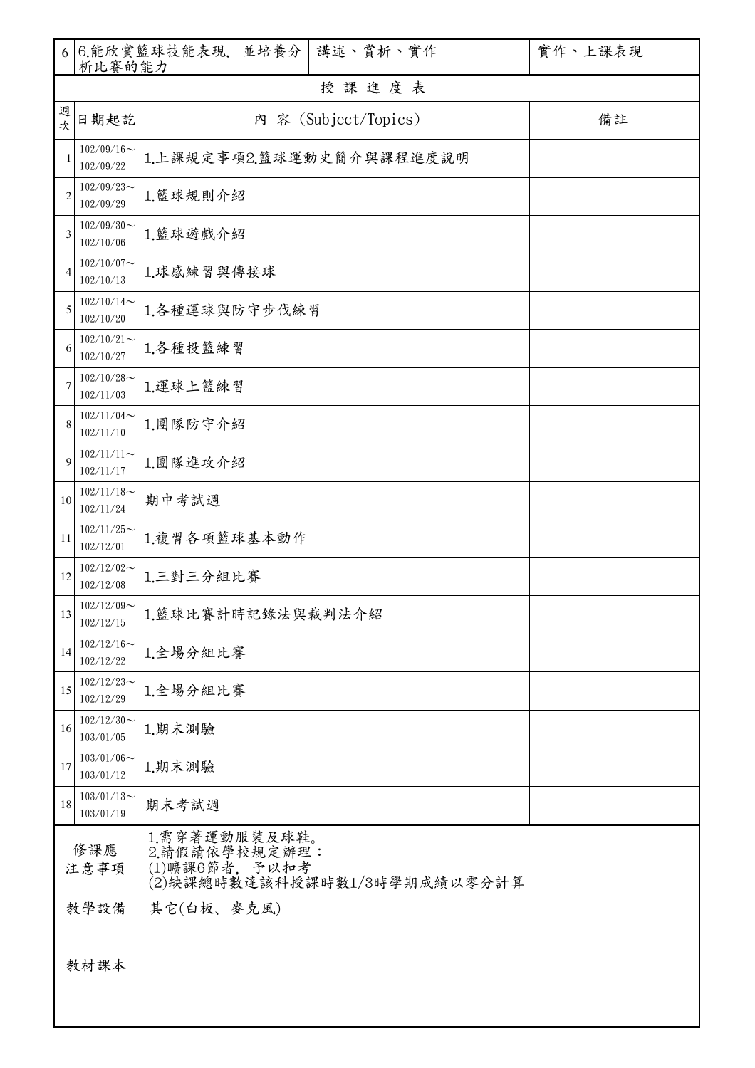| 6 | 6.能欣賞籃球技能表現，並培養分析比賽的能力 | 講述、賞析、實作 | 實作、上課表現 |
|---|---|---|---|

| 授課進度表 | | | |
|---|---|---|---|
| 週次 | 日期起訖 | 內 容（Subject/Topics） | 備註 |
| 1 | 102/09/16～102/09/22 | 1.上課規定事項2.籃球運動史簡介與課程進度說明 | |
| 2 | 102/09/23～102/09/29 | 1.籃球規則介紹 | |
| 3 | 102/09/30～102/10/06 | 1.籃球遊戲介紹 | |
| 4 | 102/10/07～102/10/13 | 1.球感練習與傳接球 | |
| 5 | 102/10/14～102/10/20 | 1.各種運球與防守步伐練習 | |
| 6 | 102/10/21～102/10/27 | 1.各種投籃練習 | |
| 7 | 102/10/28～102/11/03 | 1.運球上籃練習 | |
| 8 | 102/11/04～102/11/10 | 1.團隊防守介紹 | |
| 9 | 102/11/11～102/11/17 | 1.團隊進攻介紹 | |
| 10 | 102/11/18～102/11/24 | 期中考試週 | |
| 11 | 102/11/25～102/12/01 | 1.複習各項籃球基本動作 | |
| 12 | 102/12/02～102/12/08 | 1.三對三分組比賽 | |
| 13 | 102/12/09～102/12/15 | 1.籃球比賽計時記錄法與裁判法介紹 | |
| 14 | 102/12/16～102/12/22 | 1.全場分組比賽 | |
| 15 | 102/12/23～102/12/29 | 1.全場分組比賽 | |
| 16 | 102/12/30～103/01/05 | 1.期末測驗 | |
| 17 | 103/01/06～103/01/12 | 1.期末測驗 | |
| 18 | 103/01/13～103/01/19 | 期末考試週 | |

| 修課應注意事項 | 1.需穿著運動服裝及球鞋。<br>2.請假請依學校規定辦理：<br>(1)曠課6節者，予以扣考<br>(2)缺課總時數達該科授課時數1/3時學期成績以零分計算 |
|---|---|
| 教學設備 | 其它(白板、麥克風) |
| 教材課本 | |
| | |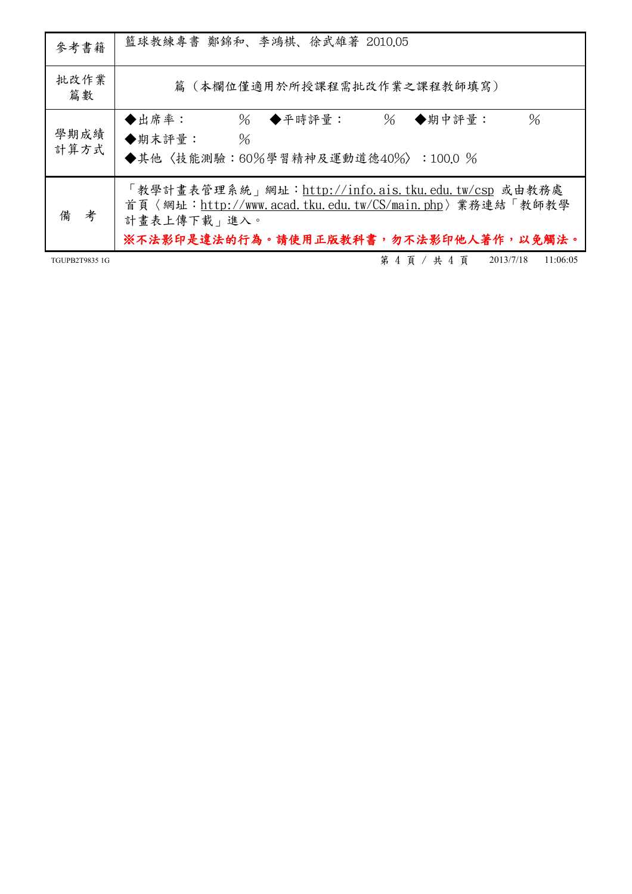| | |
|---|---|
| 參考書籍 | 籃球教練專書 鄭錦和、李鴻棋、徐武雄著 2010.05 |
| 批改作業篇數 | 篇（本欄位僅適用於所授課程需批改作業之課程教師填寫） |
| 學期成績計算方式 | ◆出席率：　％　◆平時評量：　％　◆期中評量：　％<br>◆期末評量：　％<br>◆其他〈技能測驗：60％學習精神及運動道德40%〉：100.0 ％ |
| 備　考 | 「教學計畫表管理系統」網址：http://info.ais.tku.edu.tw/csp 或由教務處首頁〈網址：http://www.acad.tku.edu.tw/CS/main.php〉業務連結「教師教學計畫表上傳下載」進入。<br>**※不法影印是違法的行為。請使用正版教科書，勿不法影印他人著作，以免觸法。** |

TGUPB2T9835 1G　　2013/7/18　11:06:05